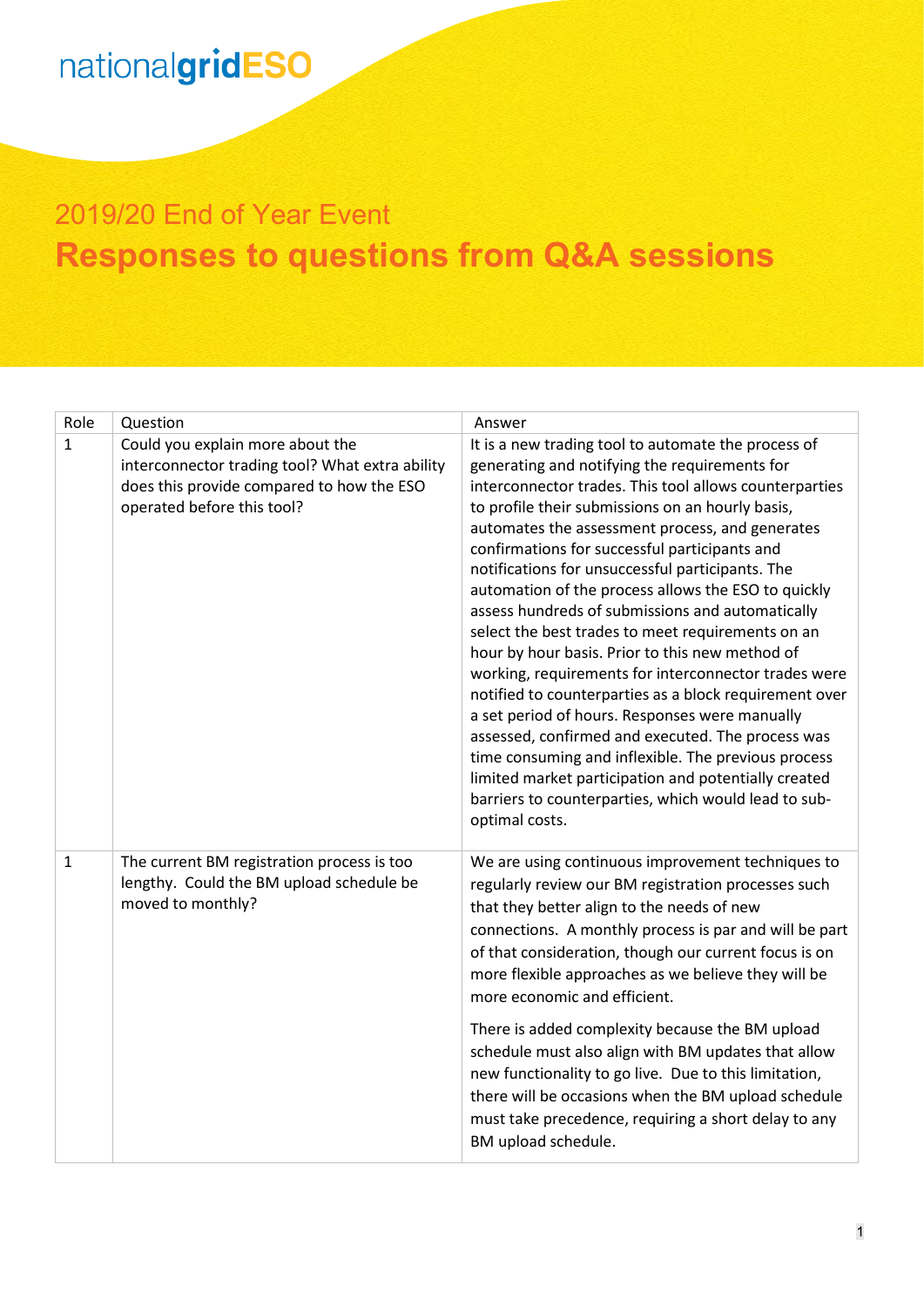nationalgridESO

# 2019/20 End of Year Event

## Responses to questions from Q&A sessions

| Role | Question | Answer |
|---|---|---|
| 1 | Could you explain more about the interconnector trading tool? What extra ability does this provide compared to how the ESO operated before this tool? | It is a new trading tool to automate the process of generating and notifying the requirements for interconnector trades. This tool allows counterparties to profile their submissions on an hourly basis, automates the assessment process, and generates confirmations for successful participants and notifications for unsuccessful participants. The automation of the process allows the ESO to quickly assess hundreds of submissions and automatically select the best trades to meet requirements on an hour by hour basis. Prior to this new method of working, requirements for interconnector trades were notified to counterparties as a block requirement over a set period of hours. Responses were manually assessed, confirmed and executed. The process was time consuming and inflexible. The previous process limited market participation and potentially created barriers to counterparties, which would lead to sub-optimal costs. |
| 1 | The current BM registration process is too lengthy. Could the BM upload schedule be moved to monthly? | We are using continuous improvement techniques to regularly review our BM registration processes such that they better align to the needs of new connections. A monthly process is par and will be part of that consideration, though our current focus is on more flexible approaches as we believe they will be more economic and efficient.<br><br>There is added complexity because the BM upload schedule must also align with BM updates that allow new functionality to go live. Due to this limitation, there will be occasions when the BM upload schedule must take precedence, requiring a short delay to any BM upload schedule. |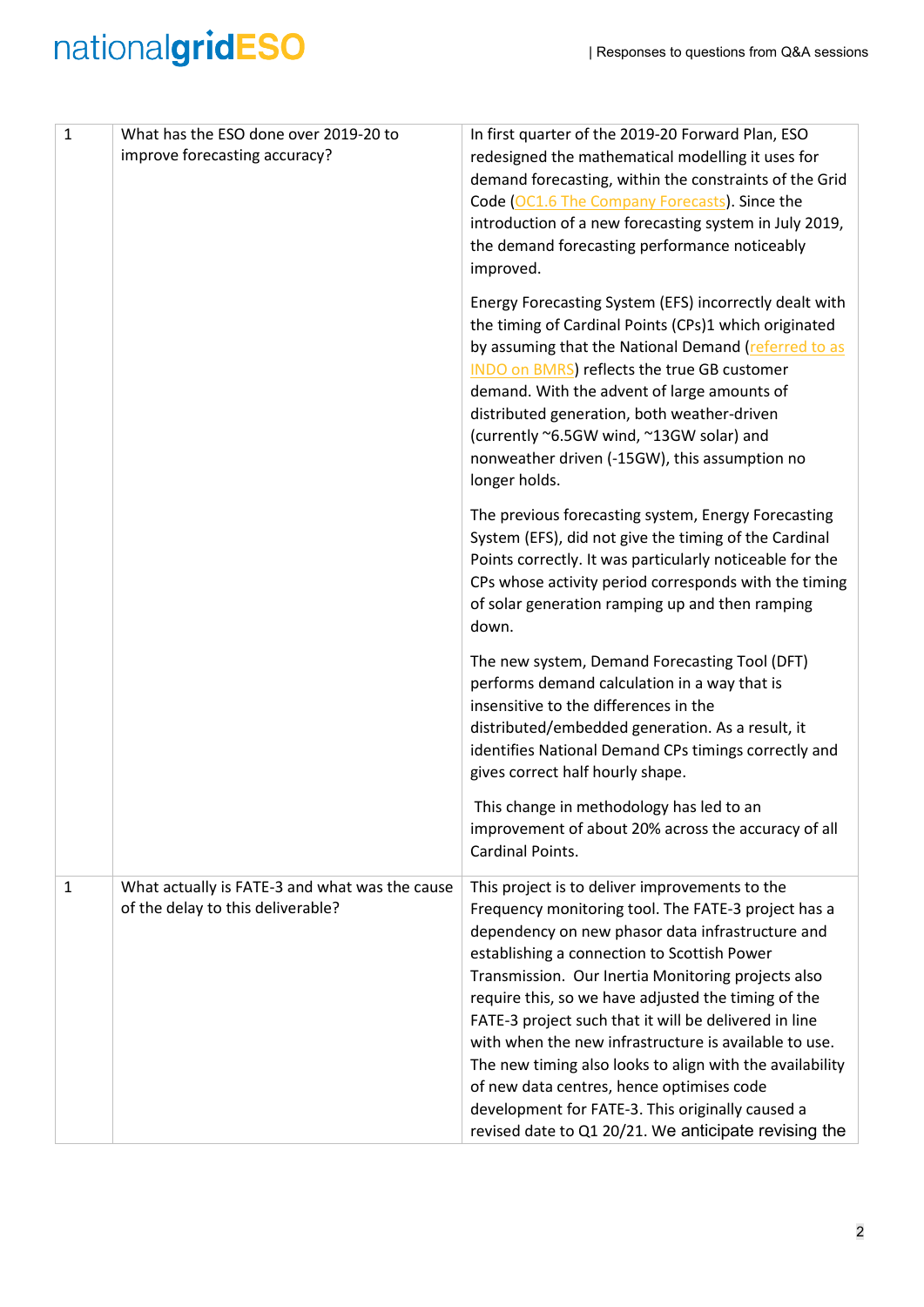| 1 | What has the ESO done over 2019-20 to improve forecasting accuracy? | In first quarter of the 2019-20 Forward Plan, ESO redesigned the mathematical modelling it uses for demand forecasting, within the constraints of the Grid Code (OC1.6 The Company Forecasts). Since the introduction of a new forecasting system in July 2019, the demand forecasting performance noticeably improved.<br><br>Energy Forecasting System (EFS) incorrectly dealt with the timing of Cardinal Points (CPs)1 which originated by assuming that the National Demand (referred to as INDO on BMRS) reflects the true GB customer demand. With the advent of large amounts of distributed generation, both weather-driven (currently ~6.5GW wind, ~13GW solar) and nonweather driven (-15GW), this assumption no longer holds.<br><br>The previous forecasting system, Energy Forecasting System (EFS), did not give the timing of the Cardinal Points correctly. It was particularly noticeable for the CPs whose activity period corresponds with the timing of solar generation ramping up and then ramping down.<br><br>The new system, Demand Forecasting Tool (DFT) performs demand calculation in a way that is insensitive to the differences in the distributed/embedded generation. As a result, it identifies National Demand CPs timings correctly and gives correct half hourly shape.<br><br>This change in methodology has led to an improvement of about 20% across the accuracy of all Cardinal Points. |
|---|---|---|
| 1 | What actually is FATE-3 and what was the cause of the delay to this deliverable? | This project is to deliver improvements to the Frequency monitoring tool. The FATE-3 project has a dependency on new phasor data infrastructure and establishing a connection to Scottish Power Transmission. Our Inertia Monitoring projects also require this, so we have adjusted the timing of the FATE-3 project such that it will be delivered in line with when the new infrastructure is available to use. The new timing also looks to align with the availability of new data centres, hence optimises code development for FATE-3. This originally caused a revised date to Q1 20/21. We anticipate revising the |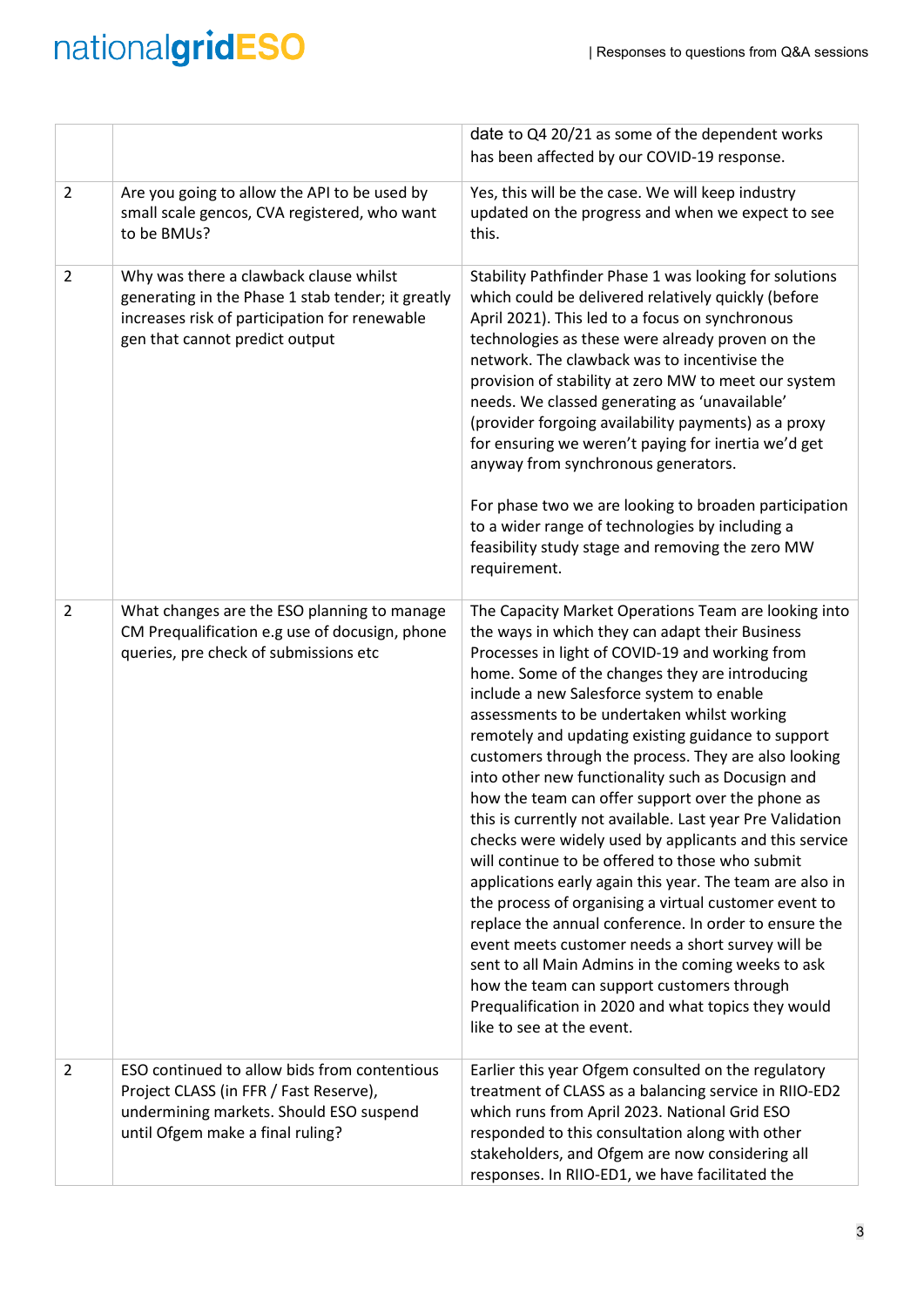| | | |
|---|---|---|
| | | date to Q4 20/21 as some of the dependent works has been affected by our COVID-19 response. |
| 2 | Are you going to allow the API to be used by small scale gencos, CVA registered, who want to be BMUs? | Yes, this will be the case. We will keep industry updated on the progress and when we expect to see this. |
| 2 | Why was there a clawback clause whilst generating in the Phase 1 stab tender; it greatly increases risk of participation for renewable gen that cannot predict output | Stability Pathfinder Phase 1 was looking for solutions which could be delivered relatively quickly (before April 2021). This led to a focus on synchronous technologies as these were already proven on the network. The clawback was to incentivise the provision of stability at zero MW to meet our system needs. We classed generating as 'unavailable' (provider forgoing availability payments) as a proxy for ensuring we weren't paying for inertia we'd get anyway from synchronous generators.<br><br>For phase two we are looking to broaden participation to a wider range of technologies by including a feasibility study stage and removing the zero MW requirement. |
| 2 | What changes are the ESO planning to manage CM Prequalification e.g use of docusign, phone queries, pre check of submissions etc | The Capacity Market Operations Team are looking into the ways in which they can adapt their Business Processes in light of COVID-19 and working from home. Some of the changes they are introducing include a new Salesforce system to enable assessments to be undertaken whilst working remotely and updating existing guidance to support customers through the process. They are also looking into other new functionality such as Docusign and how the team can offer support over the phone as this is currently not available. Last year Pre Validation checks were widely used by applicants and this service will continue to be offered to those who submit applications early again this year. The team are also in the process of organising a virtual customer event to replace the annual conference. In order to ensure the event meets customer needs a short survey will be sent to all Main Admins in the coming weeks to ask how the team can support customers through Prequalification in 2020 and what topics they would like to see at the event. |
| 2 | ESO continued to allow bids from contentious Project CLASS (in FFR / Fast Reserve), undermining markets. Should ESO suspend until Ofgem make a final ruling? | Earlier this year Ofgem consulted on the regulatory treatment of CLASS as a balancing service in RIIO-ED2 which runs from April 2023. National Grid ESO responded to this consultation along with other stakeholders, and Ofgem are now considering all responses. In RIIO-ED1, we have facilitated the |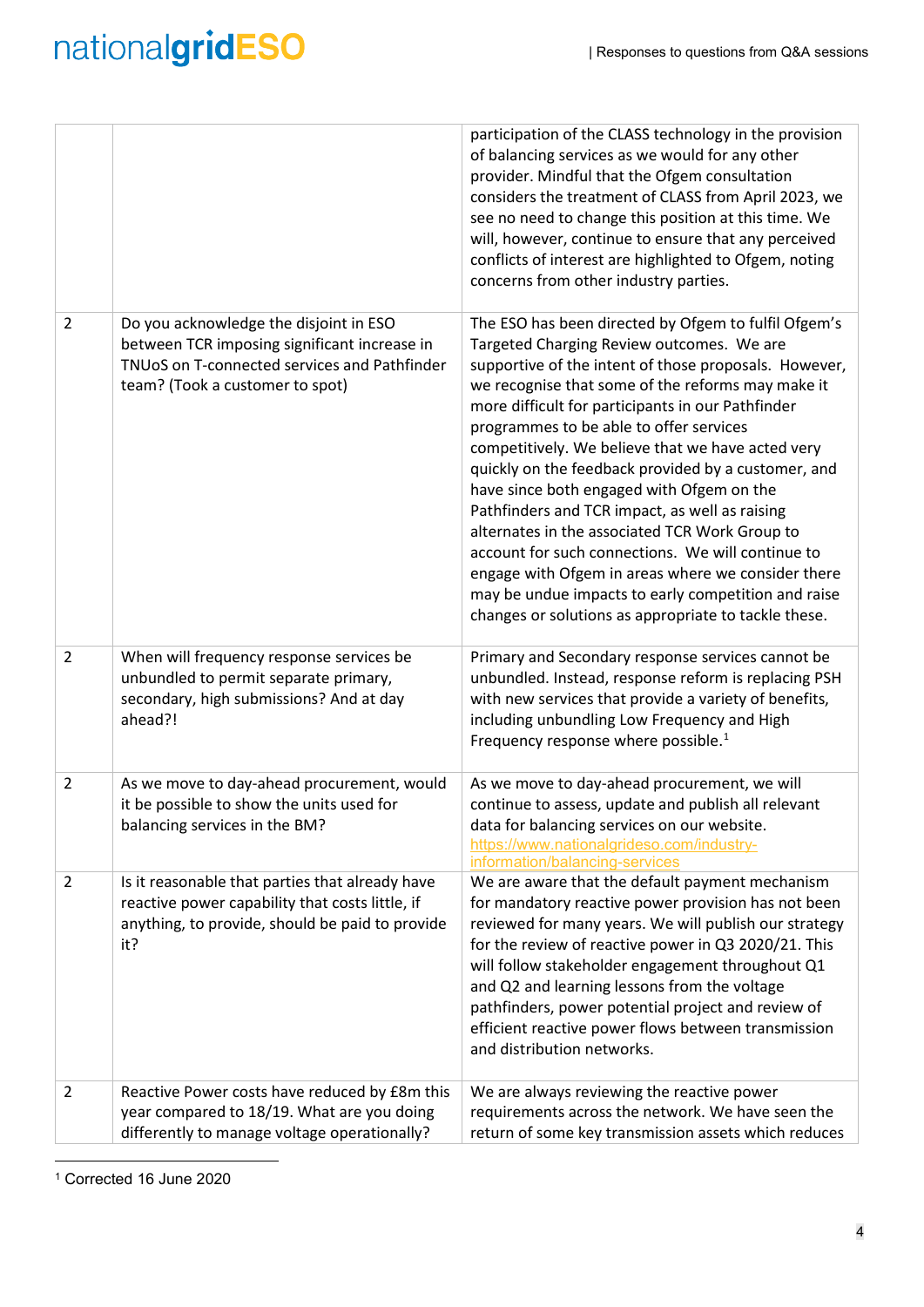| | | |
|---|---|---|
| | | participation of the CLASS technology in the provision of balancing services as we would for any other provider. Mindful that the Ofgem consultation considers the treatment of CLASS from April 2023, we see no need to change this position at this time. We will, however, continue to ensure that any perceived conflicts of interest are highlighted to Ofgem, noting concerns from other industry parties. |
| 2 | Do you acknowledge the disjoint in ESO between TCR imposing significant increase in TNUoS on T-connected services and Pathfinder team? (Took a customer to spot) | The ESO has been directed by Ofgem to fulfil Ofgem's Targeted Charging Review outcomes. We are supportive of the intent of those proposals. However, we recognise that some of the reforms may make it more difficult for participants in our Pathfinder programmes to be able to offer services competitively. We believe that we have acted very quickly on the feedback provided by a customer, and have since both engaged with Ofgem on the Pathfinders and TCR impact, as well as raising alternates in the associated TCR Work Group to account for such connections. We will continue to engage with Ofgem in areas where we consider there may be undue impacts to early competition and raise changes or solutions as appropriate to tackle these. |
| 2 | When will frequency response services be unbundled to permit separate primary, secondary, high submissions? And at day ahead?! | Primary and Secondary response services cannot be unbundled. Instead, response reform is replacing PSH with new services that provide a variety of benefits, including unbundling Low Frequency and High Frequency response where possible.[1] |
| 2 | As we move to day-ahead procurement, would it be possible to show the units used for balancing services in the BM? | As we move to day-ahead procurement, we will continue to assess, update and publish all relevant data for balancing services on our website. https://www.nationalgrideso.com/industry-information/balancing-services |
| 2 | Is it reasonable that parties that already have reactive power capability that costs little, if anything, to provide, should be paid to provide it? | We are aware that the default payment mechanism for mandatory reactive power provision has not been reviewed for many years. We will publish our strategy for the review of reactive power in Q3 2020/21. This will follow stakeholder engagement throughout Q1 and Q2 and learning lessons from the voltage pathfinders, power potential project and review of efficient reactive power flows between transmission and distribution networks. |
| 2 | Reactive Power costs have reduced by £8m this year compared to 18/19. What are you doing differently to manage voltage operationally? | We are always reviewing the reactive power requirements across the network. We have seen the return of some key transmission assets which reduces |

[1] Corrected 16 June 2020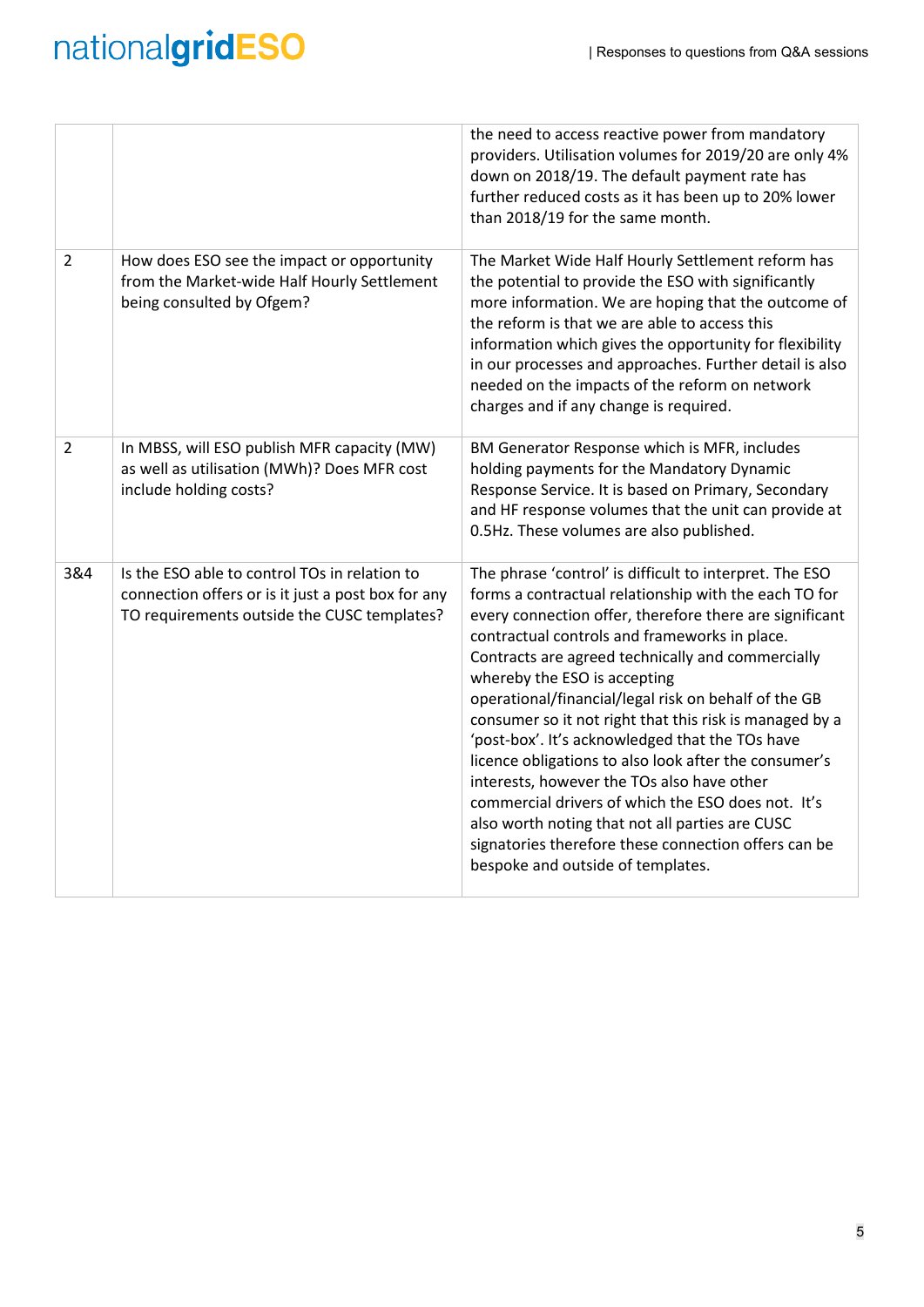| | | |
|---|---|---|
| | | the need to access reactive power from mandatory providers. Utilisation volumes for 2019/20 are only 4% down on 2018/19. The default payment rate has further reduced costs as it has been up to 20% lower than 2018/19 for the same month. |
| 2 | How does ESO see the impact or opportunity from the Market-wide Half Hourly Settlement being consulted by Ofgem? | The Market Wide Half Hourly Settlement reform has the potential to provide the ESO with significantly more information. We are hoping that the outcome of the reform is that we are able to access this information which gives the opportunity for flexibility in our processes and approaches. Further detail is also needed on the impacts of the reform on network charges and if any change is required. |
| 2 | In MBSS, will ESO publish MFR capacity (MW) as well as utilisation (MWh)? Does MFR cost include holding costs? | BM Generator Response which is MFR, includes holding payments for the Mandatory Dynamic Response Service. It is based on Primary, Secondary and HF response volumes that the unit can provide at 0.5Hz. These volumes are also published. |
| 3&4 | Is the ESO able to control TOs in relation to connection offers or is it just a post box for any TO requirements outside the CUSC templates? | The phrase 'control' is difficult to interpret. The ESO forms a contractual relationship with the each TO for every connection offer, therefore there are significant contractual controls and frameworks in place. Contracts are agreed technically and commercially whereby the ESO is accepting operational/financial/legal risk on behalf of the GB consumer so it not right that this risk is managed by a 'post-box'. It's acknowledged that the TOs have licence obligations to also look after the consumer's interests, however the TOs also have other commercial drivers of which the ESO does not. It's also worth noting that not all parties are CUSC signatories therefore these connection offers can be bespoke and outside of templates. |